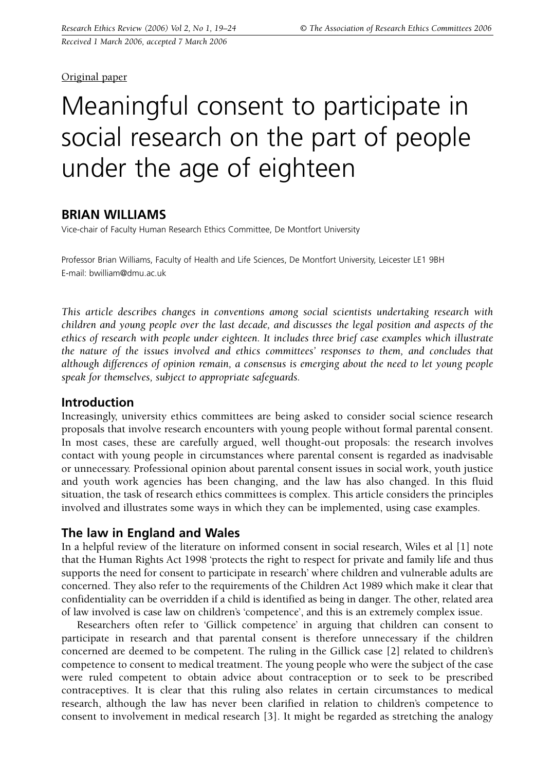Received 1 March 2006, accepted 7 March 2006

Original paper

# Meaningful consent to participate in social research on the part of people under the age of eighteen

## BRIAN WILLIAMS

Vice-chair of Faculty Human Research Ethics Committee, De Montfort University

Professor Brian Williams, Faculty of Health and Life Sciences, De Montfort University, Leicester LE1 9BH
E-mail: bwilliam@dmu.ac.uk

*This article describes changes in conventions among social scientists undertaking research with children and young people over the last decade, and discusses the legal position and aspects of the ethics of research with people under eighteen. It includes three brief case examples which illustrate the nature of the issues involved and ethics committees' responses to them, and concludes that although differences of opinion remain, a consensus is emerging about the need to let young people speak for themselves, subject to appropriate safeguards.*

## Introduction

Increasingly, university ethics committees are being asked to consider social science research proposals that involve research encounters with young people without formal parental consent. In most cases, these are carefully argued, well thought-out proposals: the research involves contact with young people in circumstances where parental consent is regarded as inadvisable or unnecessary. Professional opinion about parental consent issues in social work, youth justice and youth work agencies has been changing, and the law has also changed. In this fluid situation, the task of research ethics committees is complex. This article considers the principles involved and illustrates some ways in which they can be implemented, using case examples.

## The law in England and Wales

In a helpful review of the literature on informed consent in social research, Wiles et al [1] note that the Human Rights Act 1998 'protects the right to respect for private and family life and thus supports the need for consent to participate in research' where children and vulnerable adults are concerned. They also refer to the requirements of the Children Act 1989 which make it clear that confidentiality can be overridden if a child is identified as being in danger. The other, related area of law involved is case law on children's 'competence', and this is an extremely complex issue.

Researchers often refer to 'Gillick competence' in arguing that children can consent to participate in research and that parental consent is therefore unnecessary if the children concerned are deemed to be competent. The ruling in the Gillick case [2] related to children's competence to consent to medical treatment. The young people who were the subject of the case were ruled competent to obtain advice about contraception or to seek to be prescribed contraceptives. It is clear that this ruling also relates in certain circumstances to medical research, although the law has never been clarified in relation to children's competence to consent to involvement in medical research [3]. It might be regarded as stretching the analogy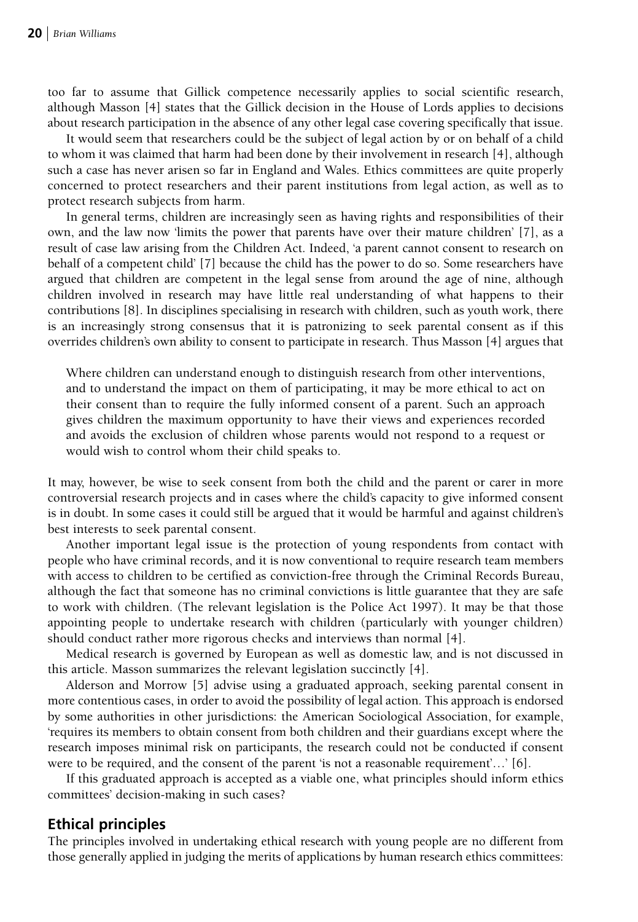too far to assume that Gillick competence necessarily applies to social scientific research, although Masson [4] states that the Gillick decision in the House of Lords applies to decisions about research participation in the absence of any other legal case covering specifically that issue.

It would seem that researchers could be the subject of legal action by or on behalf of a child to whom it was claimed that harm had been done by their involvement in research [4], although such a case has never arisen so far in England and Wales. Ethics committees are quite properly concerned to protect researchers and their parent institutions from legal action, as well as to protect research subjects from harm.

In general terms, children are increasingly seen as having rights and responsibilities of their own, and the law now 'limits the power that parents have over their mature children' [7], as a result of case law arising from the Children Act. Indeed, 'a parent cannot consent to research on behalf of a competent child' [7] because the child has the power to do so. Some researchers have argued that children are competent in the legal sense from around the age of nine, although children involved in research may have little real understanding of what happens to their contributions [8]. In disciplines specialising in research with children, such as youth work, there is an increasingly strong consensus that it is patronizing to seek parental consent as if this overrides children's own ability to consent to participate in research. Thus Masson [4] argues that

> Where children can understand enough to distinguish research from other interventions, and to understand the impact on them of participating, it may be more ethical to act on their consent than to require the fully informed consent of a parent. Such an approach gives children the maximum opportunity to have their views and experiences recorded and avoids the exclusion of children whose parents would not respond to a request or would wish to control whom their child speaks to.

It may, however, be wise to seek consent from both the child and the parent or carer in more controversial research projects and in cases where the child's capacity to give informed consent is in doubt. In some cases it could still be argued that it would be harmful and against children's best interests to seek parental consent.

Another important legal issue is the protection of young respondents from contact with people who have criminal records, and it is now conventional to require research team members with access to children to be certified as conviction-free through the Criminal Records Bureau, although the fact that someone has no criminal convictions is little guarantee that they are safe to work with children. (The relevant legislation is the Police Act 1997). It may be that those appointing people to undertake research with children (particularly with younger children) should conduct rather more rigorous checks and interviews than normal [4].

Medical research is governed by European as well as domestic law, and is not discussed in this article. Masson summarizes the relevant legislation succinctly [4].

Alderson and Morrow [5] advise using a graduated approach, seeking parental consent in more contentious cases, in order to avoid the possibility of legal action. This approach is endorsed by some authorities in other jurisdictions: the American Sociological Association, for example, 'requires its members to obtain consent from both children and their guardians except where the research imposes minimal risk on participants, the research could not be conducted if consent were to be required, and the consent of the parent 'is not a reasonable requirement'…' [6].

If this graduated approach is accepted as a viable one, what principles should inform ethics committees' decision-making in such cases?

## Ethical principles

The principles involved in undertaking ethical research with young people are no different from those generally applied in judging the merits of applications by human research ethics committees: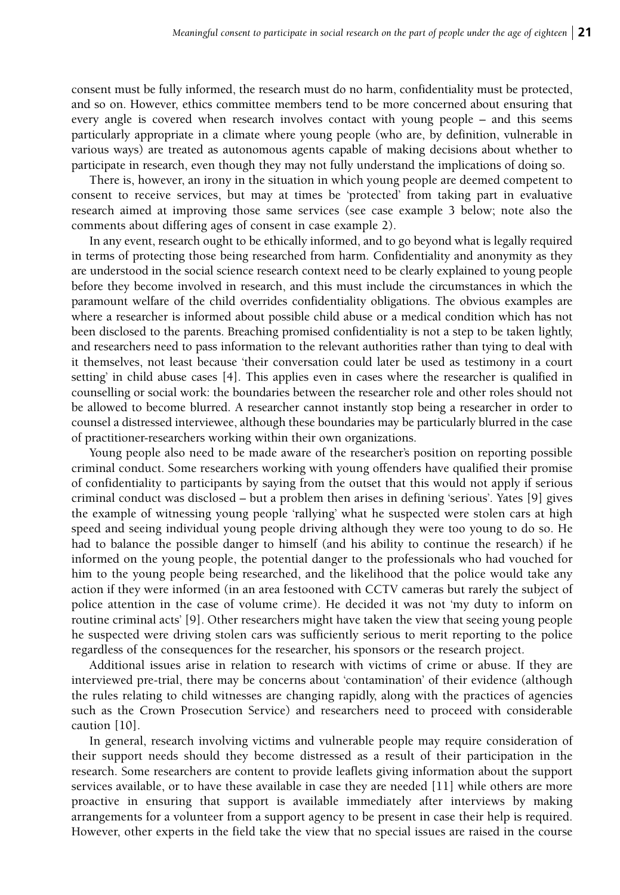consent must be fully informed, the research must do no harm, confidentiality must be protected, and so on. However, ethics committee members tend to be more concerned about ensuring that every angle is covered when research involves contact with young people – and this seems particularly appropriate in a climate where young people (who are, by definition, vulnerable in various ways) are treated as autonomous agents capable of making decisions about whether to participate in research, even though they may not fully understand the implications of doing so.

There is, however, an irony in the situation in which young people are deemed competent to consent to receive services, but may at times be 'protected' from taking part in evaluative research aimed at improving those same services (see case example 3 below; note also the comments about differing ages of consent in case example 2).

In any event, research ought to be ethically informed, and to go beyond what is legally required in terms of protecting those being researched from harm. Confidentiality and anonymity as they are understood in the social science research context need to be clearly explained to young people before they become involved in research, and this must include the circumstances in which the paramount welfare of the child overrides confidentiality obligations. The obvious examples are where a researcher is informed about possible child abuse or a medical condition which has not been disclosed to the parents. Breaching promised confidentiality is not a step to be taken lightly, and researchers need to pass information to the relevant authorities rather than tying to deal with it themselves, not least because 'their conversation could later be used as testimony in a court setting' in child abuse cases [4]. This applies even in cases where the researcher is qualified in counselling or social work: the boundaries between the researcher role and other roles should not be allowed to become blurred. A researcher cannot instantly stop being a researcher in order to counsel a distressed interviewee, although these boundaries may be particularly blurred in the case of practitioner-researchers working within their own organizations.

Young people also need to be made aware of the researcher's position on reporting possible criminal conduct. Some researchers working with young offenders have qualified their promise of confidentiality to participants by saying from the outset that this would not apply if serious criminal conduct was disclosed – but a problem then arises in defining 'serious'. Yates [9] gives the example of witnessing young people 'rallying' what he suspected were stolen cars at high speed and seeing individual young people driving although they were too young to do so. He had to balance the possible danger to himself (and his ability to continue the research) if he informed on the young people, the potential danger to the professionals who had vouched for him to the young people being researched, and the likelihood that the police would take any action if they were informed (in an area festooned with CCTV cameras but rarely the subject of police attention in the case of volume crime). He decided it was not 'my duty to inform on routine criminal acts' [9]. Other researchers might have taken the view that seeing young people he suspected were driving stolen cars was sufficiently serious to merit reporting to the police regardless of the consequences for the researcher, his sponsors or the research project.

Additional issues arise in relation to research with victims of crime or abuse. If they are interviewed pre-trial, there may be concerns about 'contamination' of their evidence (although the rules relating to child witnesses are changing rapidly, along with the practices of agencies such as the Crown Prosecution Service) and researchers need to proceed with considerable caution [10].

In general, research involving victims and vulnerable people may require consideration of their support needs should they become distressed as a result of their participation in the research. Some researchers are content to provide leaflets giving information about the support services available, or to have these available in case they are needed [11] while others are more proactive in ensuring that support is available immediately after interviews by making arrangements for a volunteer from a support agency to be present in case their help is required. However, other experts in the field take the view that no special issues are raised in the course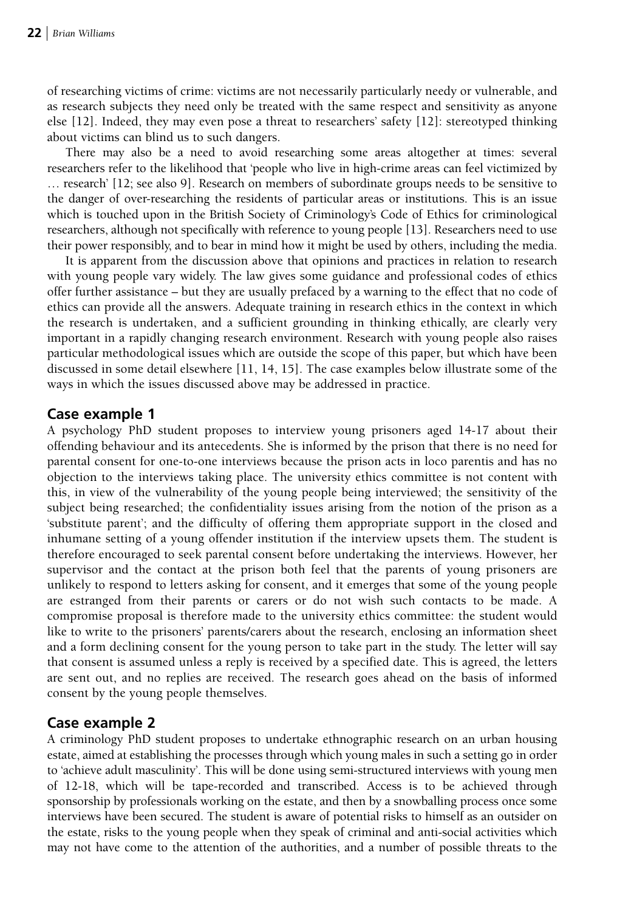of researching victims of crime: victims are not necessarily particularly needy or vulnerable, and as research subjects they need only be treated with the same respect and sensitivity as anyone else [12]. Indeed, they may even pose a threat to researchers' safety [12]: stereotyped thinking about victims can blind us to such dangers.

There may also be a need to avoid researching some areas altogether at times: several researchers refer to the likelihood that 'people who live in high-crime areas can feel victimized by … research' [12; see also 9]. Research on members of subordinate groups needs to be sensitive to the danger of over-researching the residents of particular areas or institutions. This is an issue which is touched upon in the British Society of Criminology's Code of Ethics for criminological researchers, although not specifically with reference to young people [13]. Researchers need to use their power responsibly, and to bear in mind how it might be used by others, including the media.

It is apparent from the discussion above that opinions and practices in relation to research with young people vary widely. The law gives some guidance and professional codes of ethics offer further assistance – but they are usually prefaced by a warning to the effect that no code of ethics can provide all the answers. Adequate training in research ethics in the context in which the research is undertaken, and a sufficient grounding in thinking ethically, are clearly very important in a rapidly changing research environment. Research with young people also raises particular methodological issues which are outside the scope of this paper, but which have been discussed in some detail elsewhere [11, 14, 15]. The case examples below illustrate some of the ways in which the issues discussed above may be addressed in practice.

## Case example 1

A psychology PhD student proposes to interview young prisoners aged 14-17 about their offending behaviour and its antecedents. She is informed by the prison that there is no need for parental consent for one-to-one interviews because the prison acts in loco parentis and has no objection to the interviews taking place. The university ethics committee is not content with this, in view of the vulnerability of the young people being interviewed; the sensitivity of the subject being researched; the confidentiality issues arising from the notion of the prison as a 'substitute parent'; and the difficulty of offering them appropriate support in the closed and inhumane setting of a young offender institution if the interview upsets them. The student is therefore encouraged to seek parental consent before undertaking the interviews. However, her supervisor and the contact at the prison both feel that the parents of young prisoners are unlikely to respond to letters asking for consent, and it emerges that some of the young people are estranged from their parents or carers or do not wish such contacts to be made. A compromise proposal is therefore made to the university ethics committee: the student would like to write to the prisoners' parents/carers about the research, enclosing an information sheet and a form declining consent for the young person to take part in the study. The letter will say that consent is assumed unless a reply is received by a specified date. This is agreed, the letters are sent out, and no replies are received. The research goes ahead on the basis of informed consent by the young people themselves.

## Case example 2

A criminology PhD student proposes to undertake ethnographic research on an urban housing estate, aimed at establishing the processes through which young males in such a setting go in order to 'achieve adult masculinity'. This will be done using semi-structured interviews with young men of 12-18, which will be tape-recorded and transcribed. Access is to be achieved through sponsorship by professionals working on the estate, and then by a snowballing process once some interviews have been secured. The student is aware of potential risks to himself as an outsider on the estate, risks to the young people when they speak of criminal and anti-social activities which may not have come to the attention of the authorities, and a number of possible threats to the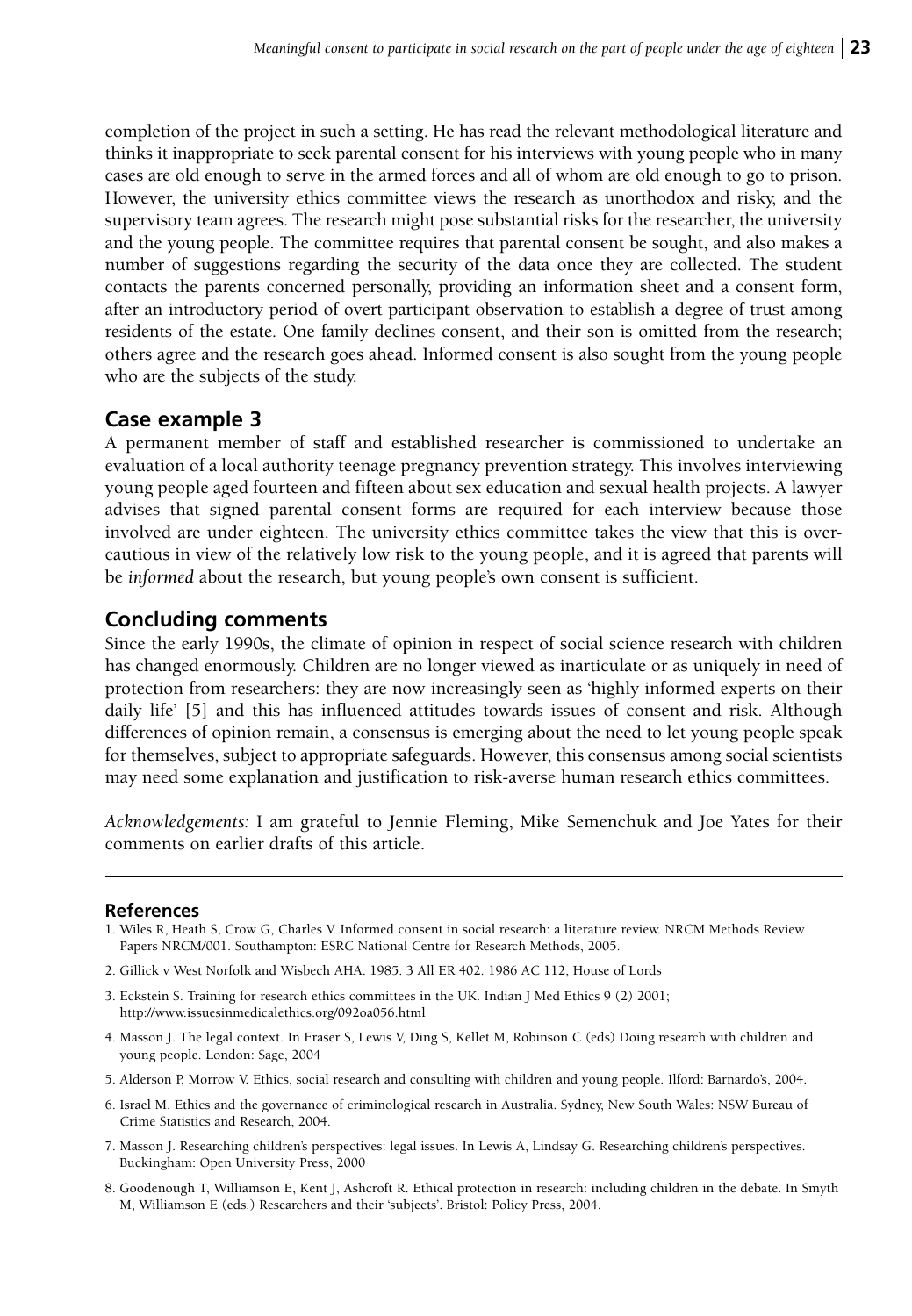completion of the project in such a setting. He has read the relevant methodological literature and thinks it inappropriate to seek parental consent for his interviews with young people who in many cases are old enough to serve in the armed forces and all of whom are old enough to go to prison. However, the university ethics committee views the research as unorthodox and risky, and the supervisory team agrees. The research might pose substantial risks for the researcher, the university and the young people. The committee requires that parental consent be sought, and also makes a number of suggestions regarding the security of the data once they are collected. The student contacts the parents concerned personally, providing an information sheet and a consent form, after an introductory period of overt participant observation to establish a degree of trust among residents of the estate. One family declines consent, and their son is omitted from the research; others agree and the research goes ahead. Informed consent is also sought from the young people who are the subjects of the study.

## Case example 3

A permanent member of staff and established researcher is commissioned to undertake an evaluation of a local authority teenage pregnancy prevention strategy. This involves interviewing young people aged fourteen and fifteen about sex education and sexual health projects. A lawyer advises that signed parental consent forms are required for each interview because those involved are under eighteen. The university ethics committee takes the view that this is over-cautious in view of the relatively low risk to the young people, and it is agreed that parents will be *informed* about the research, but young people's own consent is sufficient.

## Concluding comments

Since the early 1990s, the climate of opinion in respect of social science research with children has changed enormously. Children are no longer viewed as inarticulate or as uniquely in need of protection from researchers: they are now increasingly seen as 'highly informed experts on their daily life' [5] and this has influenced attitudes towards issues of consent and risk. Although differences of opinion remain, a consensus is emerging about the need to let young people speak for themselves, subject to appropriate safeguards. However, this consensus among social scientists may need some explanation and justification to risk-averse human research ethics committees.

*Acknowledgements:* I am grateful to Jennie Fleming, Mike Semenchuk and Joe Yates for their comments on earlier drafts of this article.

## References

1. Wiles R, Heath S, Crow G, Charles V. Informed consent in social research: a literature review. NRCM Methods Review Papers NRCM/001. Southampton: ESRC National Centre for Research Methods, 2005.
2. Gillick v West Norfolk and Wisbech AHA. 1985. 3 All ER 402. 1986 AC 112, House of Lords
3. Eckstein S. Training for research ethics committees in the UK. Indian J Med Ethics 9 (2) 2001; http://www.issuesinmedicalethics.org/092oa056.html
4. Masson J. The legal context. In Fraser S, Lewis V, Ding S, Kellet M, Robinson C (eds) Doing research with children and young people. London: Sage, 2004
5. Alderson P, Morrow V. Ethics, social research and consulting with children and young people. Ilford: Barnardo's, 2004.
6. Israel M. Ethics and the governance of criminological research in Australia. Sydney, New South Wales: NSW Bureau of Crime Statistics and Research, 2004.
7. Masson J. Researching children's perspectives: legal issues. In Lewis A, Lindsay G. Researching children's perspectives. Buckingham: Open University Press, 2000
8. Goodenough T, Williamson E, Kent J, Ashcroft R. Ethical protection in research: including children in the debate. In Smyth M, Williamson E (eds.) Researchers and their 'subjects'. Bristol: Policy Press, 2004.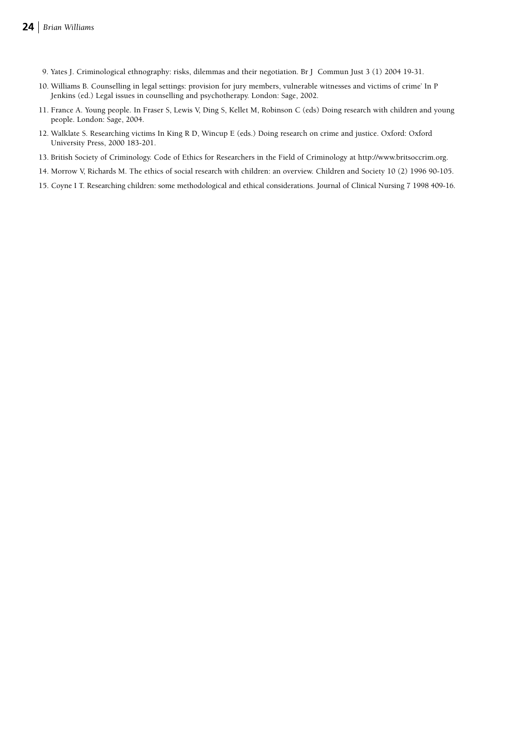9. Yates J. Criminological ethnography: risks, dilemmas and their negotiation. Br J Commun Just 3 (1) 2004 19-31.
10. Williams B. Counselling in legal settings: provision for jury members, vulnerable witnesses and victims of crime' In P Jenkins (ed.) Legal issues in counselling and psychotherapy. London: Sage, 2002.
11. France A. Young people. In Fraser S, Lewis V, Ding S, Kellet M, Robinson C (eds) Doing research with children and young people. London: Sage, 2004.
12. Walklate S. Researching victims In King R D, Wincup E (eds.) Doing research on crime and justice. Oxford: Oxford University Press, 2000 183-201.
13. British Society of Criminology. Code of Ethics for Researchers in the Field of Criminology at http://www.britsoccrim.org.
14. Morrow V, Richards M. The ethics of social research with children: an overview. Children and Society 10 (2) 1996 90-105.
15. Coyne I T. Researching children: some methodological and ethical considerations. Journal of Clinical Nursing 7 1998 409-16.